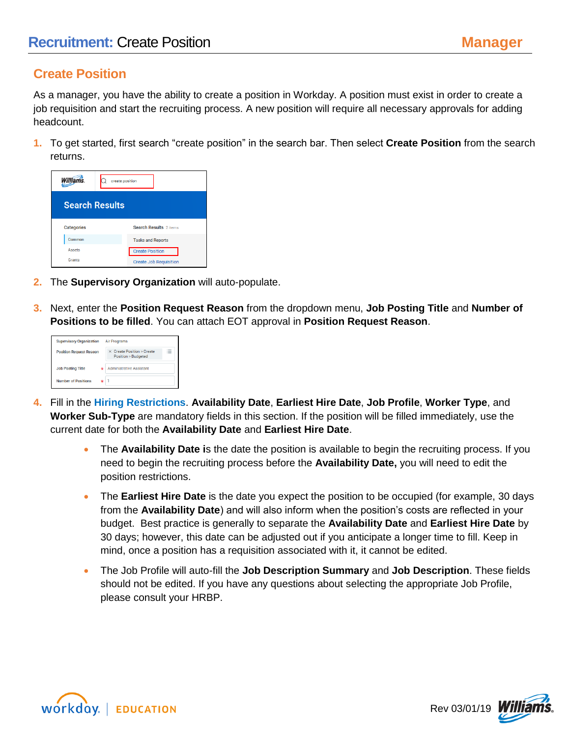# Recruitment: Create Position

**Manager**

## Create Position

As a manager, you have the ability to create a position in Workday. A position must exist in order to create a job requisition and start the recruiting process. A new position will require all necessary approvals for adding headcount.

1. To get started, first search “create position” in the search bar. Then select **Create Position** from the search returns.

2. The **Supervisory Organization** will auto-populate.

3. Next, enter the **Position Request Reason** from the dropdown menu, **Job Posting Title** and **Number of Positions to be filled**. You can attach EOT approval in **Position Request Reason**.

4. Fill in the **Hiring Restrictions**. **Availability Date**, **Earliest Hire Date**, **Job Profile**, **Worker Type**, and **Worker Sub-Type** are mandatory fields in this section. If the position will be filled immediately, use the current date for both the **Availability Date** and **Earliest Hire Date**.

   - The **Availability Date i**s the date the position is available to begin the recruiting process. If you need to begin the recruiting process before the **Availability Date,** you will need to edit the position restrictions.
   - The **Earliest Hire Date** is the date you expect the position to be occupied (for example, 30 days from the **Availability Date**) and will also inform when the position’s costs are reflected in your budget. Best practice is generally to separate the **Availability Date** and **Earliest Hire Date** by 30 days; however, this date can be adjusted out if you anticipate a longer time to fill. Keep in mind, once a position has a requisition associated with it, it cannot be edited.
   - The Job Profile will auto-fill the **Job Description Summary** and **Job Description**. These fields should not be edited. If you have any questions about selecting the appropriate Job Profile, please consult your HRBP.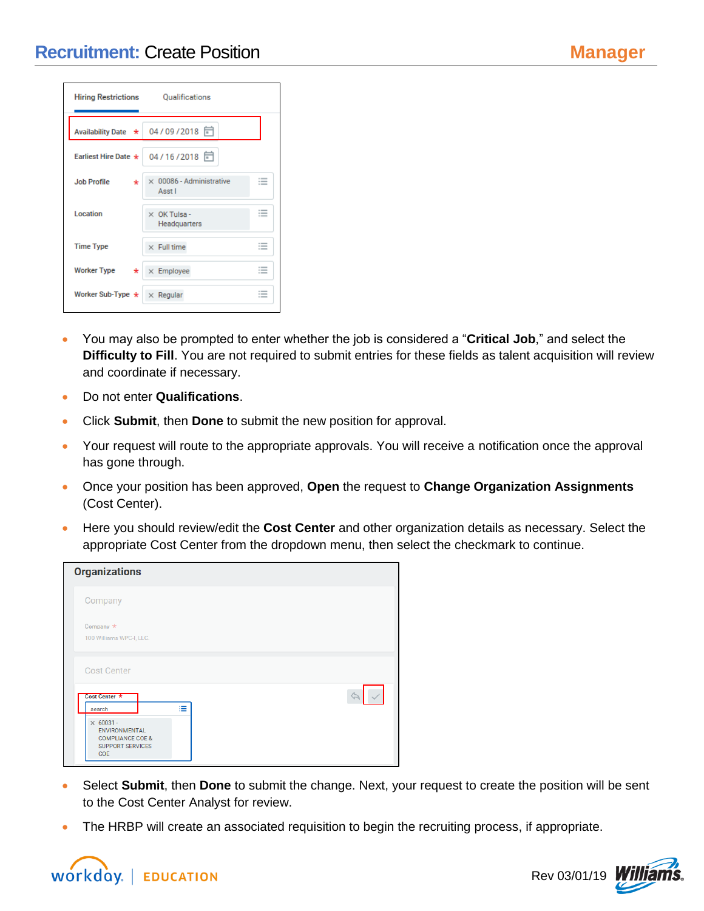- You may also be prompted to enter whether the job is considered a "**Critical Job**," and select the **Difficulty to Fill**. You are not required to submit entries for these fields as talent acquisition will review and coordinate if necessary.
- Do not enter **Qualifications**.
- Click **Submit**, then **Done** to submit the new position for approval.
- Your request will route to the appropriate approvals. You will receive a notification once the approval has gone through.
- Once your position has been approved, **Open** the request to **Change Organization Assignments** (Cost Center).
- Here you should review/edit the **Cost Center** and other organization details as necessary. Select the appropriate Cost Center from the dropdown menu, then select the checkmark to continue.

- Select **Submit**, then **Done** to submit the change. Next, your request to create the position will be sent to the Cost Center Analyst for review.
- The HRBP will create an associated requisition to begin the recruiting process, if appropriate.